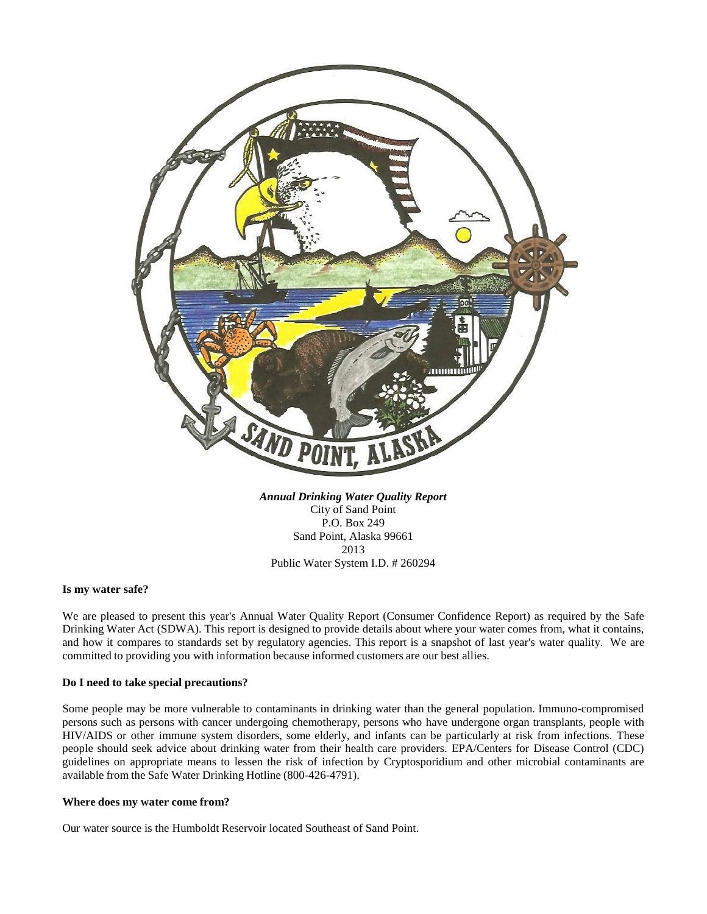***Annual Drinking Water Quality Report***
City of Sand Point
P.O. Box 249
Sand Point, Alaska 99661
2013
Public Water System I.D. # 260294

**Is my water safe?**

We are pleased to present this year's Annual Water Quality Report (Consumer Confidence Report) as required by the Safe Drinking Water Act (SDWA). This report is designed to provide details about where your water comes from, what it contains, and how it compares to standards set by regulatory agencies. This report is a snapshot of last year's water quality. We are committed to providing you with information because informed customers are our best allies.

**Do I need to take special precautions?**

Some people may be more vulnerable to contaminants in drinking water than the general population. Immuno-compromised persons such as persons with cancer undergoing chemotherapy, persons who have undergone organ transplants, people with HIV/AIDS or other immune system disorders, some elderly, and infants can be particularly at risk from infections. These people should seek advice about drinking water from their health care providers. EPA/Centers for Disease Control (CDC) guidelines on appropriate means to lessen the risk of infection by Cryptosporidium and other microbial contaminants are available from the Safe Water Drinking Hotline (800-426-4791).

**Where does my water come from?**

Our water source is the Humboldt Reservoir located Southeast of Sand Point.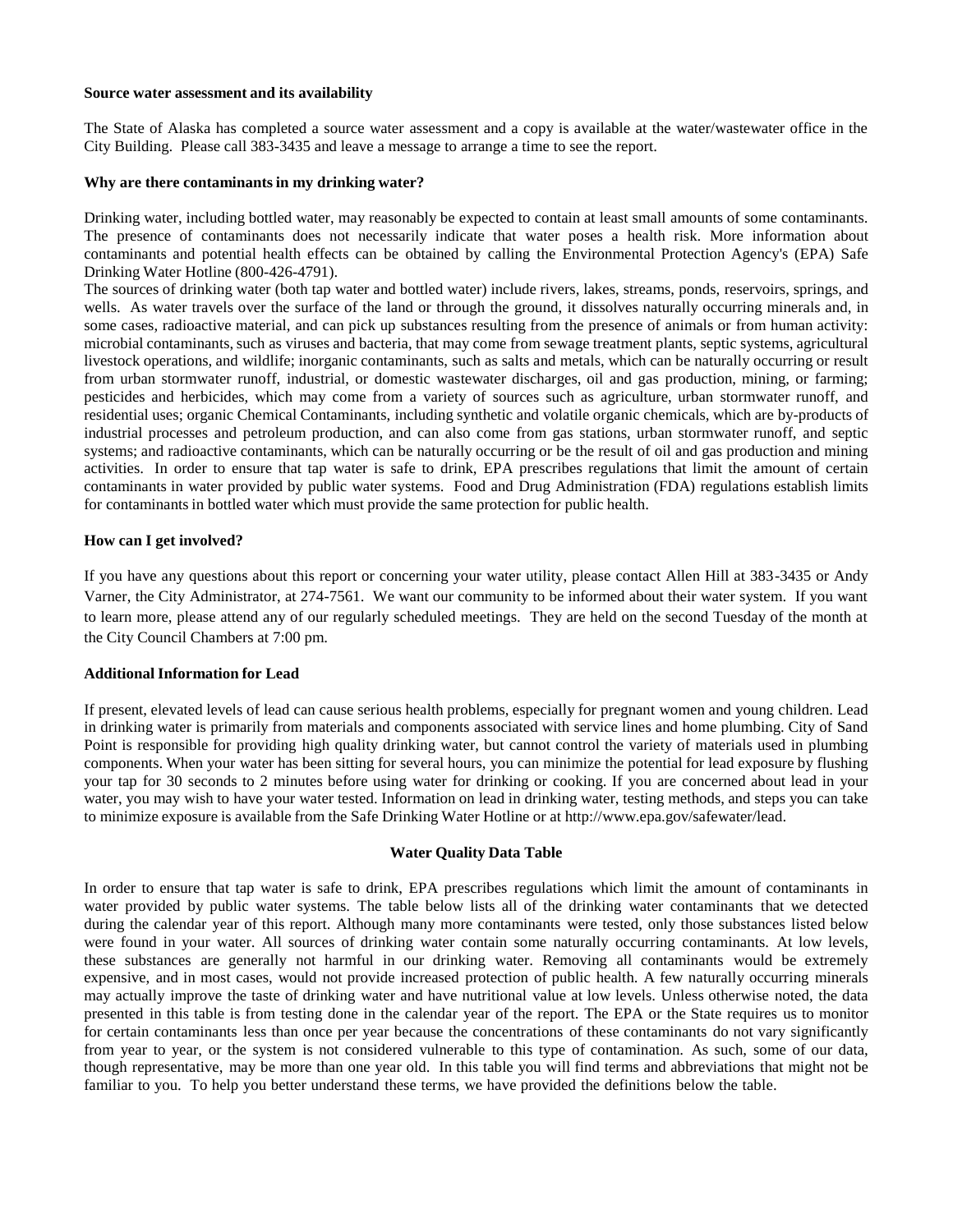**Source water assessment and its availability**

The State of Alaska has completed a source water assessment and a copy is available at the water/wastewater office in the City Building. Please call 383-3435 and leave a message to arrange a time to see the report.

**Why are there contaminants in my drinking water?**

Drinking water, including bottled water, may reasonably be expected to contain at least small amounts of some contaminants. The presence of contaminants does not necessarily indicate that water poses a health risk. More information about contaminants and potential health effects can be obtained by calling the Environmental Protection Agency's (EPA) Safe Drinking Water Hotline (800-426-4791).
The sources of drinking water (both tap water and bottled water) include rivers, lakes, streams, ponds, reservoirs, springs, and wells. As water travels over the surface of the land or through the ground, it dissolves naturally occurring minerals and, in some cases, radioactive material, and can pick up substances resulting from the presence of animals or from human activity: microbial contaminants, such as viruses and bacteria, that may come from sewage treatment plants, septic systems, agricultural livestock operations, and wildlife; inorganic contaminants, such as salts and metals, which can be naturally occurring or result from urban stormwater runoff, industrial, or domestic wastewater discharges, oil and gas production, mining, or farming; pesticides and herbicides, which may come from a variety of sources such as agriculture, urban stormwater runoff, and residential uses; organic Chemical Contaminants, including synthetic and volatile organic chemicals, which are by-products of industrial processes and petroleum production, and can also come from gas stations, urban stormwater runoff, and septic systems; and radioactive contaminants, which can be naturally occurring or be the result of oil and gas production and mining activities. In order to ensure that tap water is safe to drink, EPA prescribes regulations that limit the amount of certain contaminants in water provided by public water systems. Food and Drug Administration (FDA) regulations establish limits for contaminants in bottled water which must provide the same protection for public health.

**How can I get involved?**

If you have any questions about this report or concerning your water utility, please contact Allen Hill at 383-3435 or Andy Varner, the City Administrator, at 274-7561. We want our community to be informed about their water system. If you want to learn more, please attend any of our regularly scheduled meetings. They are held on the second Tuesday of the month at the City Council Chambers at 7:00 pm.

**Additional Information for Lead**

If present, elevated levels of lead can cause serious health problems, especially for pregnant women and young children. Lead in drinking water is primarily from materials and components associated with service lines and home plumbing. City of Sand Point is responsible for providing high quality drinking water, but cannot control the variety of materials used in plumbing components. When your water has been sitting for several hours, you can minimize the potential for lead exposure by flushing your tap for 30 seconds to 2 minutes before using water for drinking or cooking. If you are concerned about lead in your water, you may wish to have your water tested. Information on lead in drinking water, testing methods, and steps you can take to minimize exposure is available from the Safe Drinking Water Hotline or at http://www.epa.gov/safewater/lead.

**Water Quality Data Table**

In order to ensure that tap water is safe to drink, EPA prescribes regulations which limit the amount of contaminants in water provided by public water systems. The table below lists all of the drinking water contaminants that we detected during the calendar year of this report. Although many more contaminants were tested, only those substances listed below were found in your water. All sources of drinking water contain some naturally occurring contaminants. At low levels, these substances are generally not harmful in our drinking water. Removing all contaminants would be extremely expensive, and in most cases, would not provide increased protection of public health. A few naturally occurring minerals may actually improve the taste of drinking water and have nutritional value at low levels. Unless otherwise noted, the data presented in this table is from testing done in the calendar year of the report. The EPA or the State requires us to monitor for certain contaminants less than once per year because the concentrations of these contaminants do not vary significantly from year to year, or the system is not considered vulnerable to this type of contamination. As such, some of our data, though representative, may be more than one year old. In this table you will find terms and abbreviations that might not be familiar to you. To help you better understand these terms, we have provided the definitions below the table.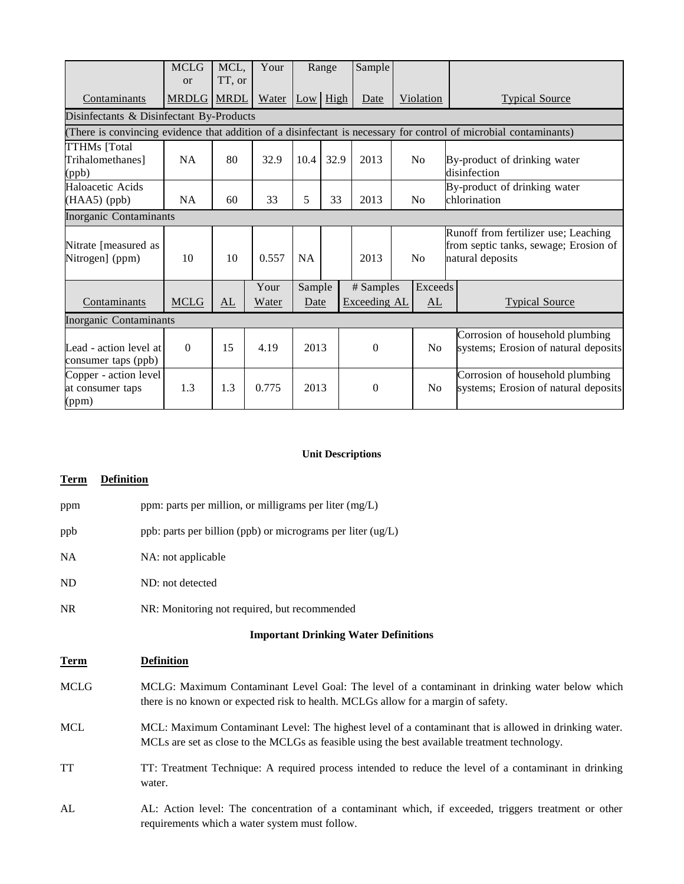| Contaminants | MCLG or MRDLG | MCL, TT, or MRDL | Your Water | Range Low | Range High | Sample Date | Violation | Typical Source |
|---|---|---|---|---|---|---|---|---|
| Disinfectants & Disinfectant By-Products | | | | | | | | |
| (There is convincing evidence that addition of a disinfectant is necessary for control of microbial contaminants) | | | | | | | | |
| TTHMs [Total Trihalomethanes] (ppb) | NA | 80 | 32.9 | 10.4 | 32.9 | 2013 | No | By-product of drinking water disinfection |
| Haloacetic Acids (HAA5) (ppb) | NA | 60 | 33 | 5 | 33 | 2013 | No | By-product of drinking water chlorination |
| Inorganic Contaminants | | | | | | | | |
| Nitrate [measured as Nitrogen] (ppm) | 10 | 10 | 0.557 | NA | | 2013 | No | Runoff from fertilizer use; Leaching from septic tanks, sewage; Erosion of natural deposits |

| Contaminants | MCLG | AL | Your Water | Sample Date | # Samples Exceeding AL | Exceeds AL | Typical Source |
|---|---|---|---|---|---|---|---|
| Inorganic Contaminants | | | | | | | |
| Lead - action level at consumer taps (ppb) | 0 | 15 | 4.19 | 2013 | 0 | No | Corrosion of household plumbing systems; Erosion of natural deposits |
| Copper - action level at consumer taps (ppm) | 1.3 | 1.3 | 0.775 | 2013 | 0 | No | Corrosion of household plumbing systems; Erosion of natural deposits |

## Unit Descriptions

| **Term** | **Definition** |
|---|---|
| ppm | ppm: parts per million, or milligrams per liter (mg/L) |
| ppb | ppb: parts per billion (ppb) or micrograms per liter (ug/L) |
| NA | NA: not applicable |
| ND | ND: not detected |
| NR | NR: Monitoring not required, but recommended |

## Important Drinking Water Definitions

| **Term** | **Definition** |
|---|---|
| MCLG | MCLG: Maximum Contaminant Level Goal: The level of a contaminant in drinking water below which there is no known or expected risk to health. MCLGs allow for a margin of safety. |
| MCL | MCL: Maximum Contaminant Level: The highest level of a contaminant that is allowed in drinking water. MCLs are set as close to the MCLGs as feasible using the best available treatment technology. |
| TT | TT: Treatment Technique: A required process intended to reduce the level of a contaminant in drinking water. |
| AL | AL: Action level: The concentration of a contaminant which, if exceeded, triggers treatment or other requirements which a water system must follow. |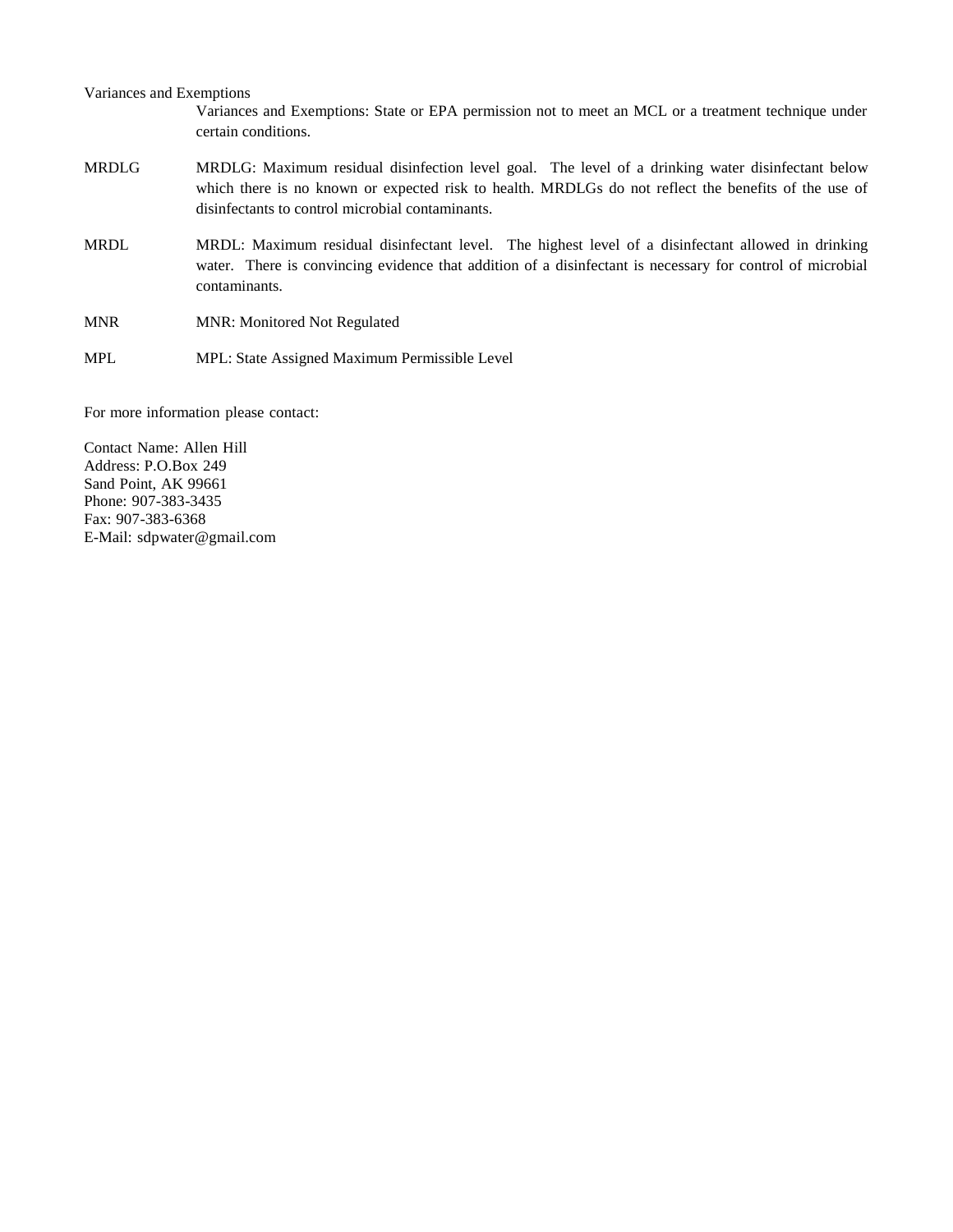Variances and Exemptions

Variances and Exemptions: State or EPA permission not to meet an MCL or a treatment technique under certain conditions.

MRDLG

MRDLG: Maximum residual disinfection level goal. The level of a drinking water disinfectant below which there is no known or expected risk to health. MRDLGs do not reflect the benefits of the use of disinfectants to control microbial contaminants.

MRDL

MRDL: Maximum residual disinfectant level. The highest level of a disinfectant allowed in drinking water. There is convincing evidence that addition of a disinfectant is necessary for control of microbial contaminants.

MNR

MNR: Monitored Not Regulated

MPL

MPL: State Assigned Maximum Permissible Level

For more information please contact:

Contact Name: Allen Hill
Address: P.O.Box 249
Sand Point, AK 99661
Phone: 907-383-3435
Fax: 907-383-6368
E-Mail: sdpwater@gmail.com